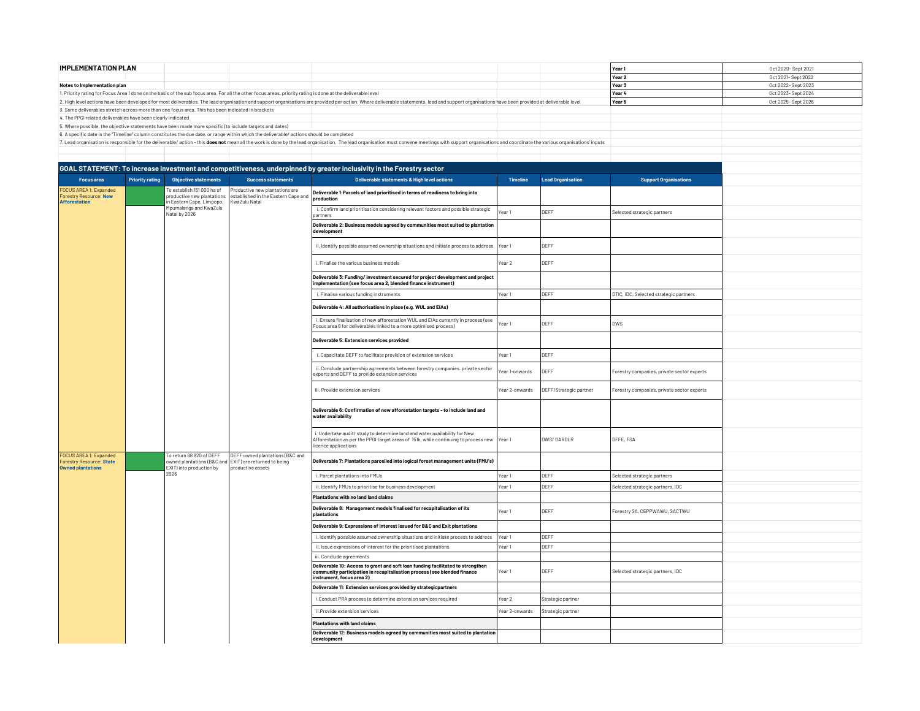# IMPLEMENTATION PLAN

| | |
|---|---|
| Year 1 | Oct 2020- Sept 2021 |
| Year 2 | Oct 2021- Sept 2022 |
| Year 3 | Oct 2022- Sept 2023 |
| Year 4 | Oct 2023- Sept 2024 |
| Year 5 | Oct 2025- Sept 2026 |

**Notes to Implementation plan**

1. Priority rating for Focus Area 1 done on the basis of the sub focus area. For all the other focus areas, priority rating is done at the deliverable level
2. High level actions have been developed for most deliverables. The lead organisation and support organisations are provided per action. Where deliverable statements, lead and support organisations have been provided at deliverable level
3. Some deliverables stretch across more than one focus area. This has been indicated in brackets
4. The PPGI related deliverables have been clearly indicated
5. Where possible, the objective statements have been made more specific (to include targets and dates)
6. A specific date in the "Timeline" column constitutes the due date, or range within which the deliverable/ actions should be completed
7. Lead organisation is responsible for the deliverable/ action - this **does not** mean all the work is done by the lead organisation. The lead organisation must convene meetings with support organisations and coordinate the various organisations' inputs

## GOAL STATEMENT: To increase investment and competitiveness, underpinned by greater inclusivity in the Forestry sector

| Focus area | Priority rating | Objective statements | Success statements | Deliverable statements & High level actions | Timeline | Lead Organisation | Support Organisations |
|---|---|---|---|---|---|---|---|
| FOCUS AREA 1: Expanded Forestry Resource: **New Afforestation** | | To establish 151 000 ha of productive new plantations in Eastern Cape, Limpopo, Mpumalanga and KwaZulu Natal by 2026 | Productive new plantations are established in the Eastern Cape and KwaZulu Natal | **Deliverable 1: Parcels of land prioritised in terms of readiness to bring into production** | | | |
| | | | | i. Confirm land prioritisation considering relevant factors and possible strategic partners | Year 1 | DEFF | Selected strategic partners |
| | | | | **Deliverable 2: Business models agreed by communities most suited to plantation development** | | | |
| | | | | ii. Identify possible assumed ownership situations and initiate process to address | Year 1 | DEFF | |
| | | | | i. Finalise the various business models | Year 2 | DEFF | |
| | | | | **Deliverable 3: Funding/ investment secured for project development and project implementation (see focus area 2, blended finance instrument)** | | | |
| | | | | i. Finalise various funding instruments | Year 1 | DEFF | DTIC, IDC, Selected strategic partners |
| | | | | **Deliverable 4: All authorisations in place (e.g. WUL and EIAs)** | | | |
| | | | | i. Ensure finalisation of new afforestation WUL and EIAs currently in process (see Focus area 6 for deliverables linked to a more optimised process) | Year 1 | DEFF | DWS |
| | | | | **Deliverable 5: Extension services provided** | | | |
| | | | | i. Capacitate DEFF to facilitate provision of extension services | Year 1 | DEFF | |
| | | | | ii. Conclude partnership agreements between forestry companies, private sector experts and DEFF to provide extension services | Year 1-onwards | DEFF | Forestry companies, private sector experts |
| | | | | iii. Provide extension services | Year 2-onwards | DEFF/Strategic partner | Forestry companies, private sector experts |
| | | | | **Deliverable 6: Confirmation of new afforestation targets - to include land and water availability** | | | |
| | | | | i. Undertake audit/ study to determine land and water availability for New Afforestation as per the PPGI target areas of 151k, while continuing to process new licence applications | Year 1 | DWS/ DARDLR | DFFE, FSA |
| FOCUS AREA 1: Expanded Forestry Resource: **State Owned plantations** | | To return 68 820 of DEFF owned plantations (B&C and EXIT) into production by 2026 | DEFF owned plantations (B&C and EXIT) are returned to being productive assets | **Deliverable 7: Plantations parcelled into logical forest management units (FMU's)** | | | |
| | | | | i. Parcel plantations into FMUs | Year 1 | DEFF | Selected strategic partners |
| | | | | ii. Identify FMUs to prioritise for business development | Year 1 | DEFF | Selected strategic partners, IDC |
| | | | | **Plantations with no land land claims** | | | |
| | | | | **Deliverable 8: Management models finalised for recapitalisation of its plantations** | Year 1 | DEFF | Forestry SA, CEPPWAWU, SACTWU |
| | | | | **Deliverable 9: Expressions of Interest issued for B&C and Exit plantations** | | | |
| | | | | i. Identify possible assumed ownership situations and initiate process to address | Year 1 | DEFF | |
| | | | | ii. Issue expressions of interest for the prioritised plantations | Year 1 | DEFF | |
| | | | | iii. Conclude agreements | | | |
| | | | | **Deliverable 10: Access to grant and soft loan funding facilitated to strengthen community participation in recapitalisation process (see blended finance instrument, focus area 2)** | Year 1 | DEFF | Selected strategic partners, IDC |
| | | | | **Deliverable 11: Extension services provided by strategicpartners** | | | |
| | | | | i.Conduct PRA process to determine extension services required | Year 2 | Strategic partner | |
| | | | | ii.Provide extension services | Year 2-onwards | Strategic partner | |
| | | | | **Plantations with land claims** | | | |
| | | | | **Deliverable 12: Business models agreed by communities most suited to plantation development** | | | |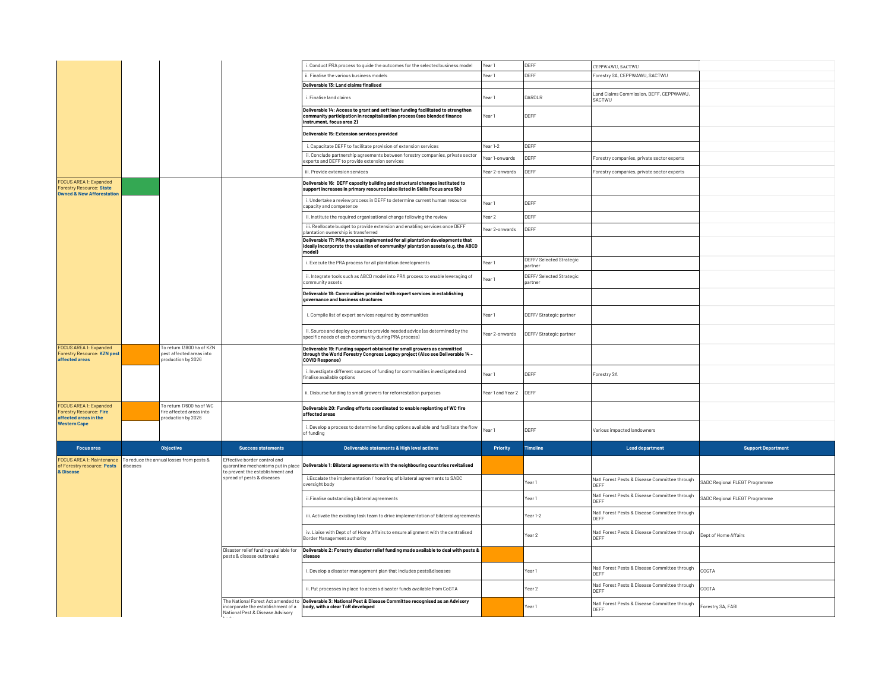| | | | | | | | | |
|---|---|---|---|---|---|---|---|---|
| | | | | i. Conduct PRA process to guide the outcomes for the selected business model | Year 1 | DEFF | CEPPWAWU, SACTWU | |
| | | | | ii. Finalise the various business models | Year 1 | DEFF | Forestry SA, CEPPWAWU, SACTWU | |
| | | | | **Deliverable 13: Land claims finalised** | | | | |
| | | | | i. Finalise land claims | Year 1 | DARDLR | Land Claims Commission, DEFF, CEPPWAWU, SACTWU | |
| | | | | **Deliverable 14: Access to grant and soft loan funding facilitated to strengthen community participation in recapitalisation process (see blended finance instrument, focus area 2)** | Year 1 | DEFF | | |
| | | | | **Deliverable 15: Extension services provided** | | | | |
| | | | | i. Capacitate DEFF to facilitate provision of extension services | Year 1-2 | DEFF | | |
| | | | | ii. Conclude partnership agreements between forestry companies, private sector experts and DEFF to provide extension services | Year 1-onwards | DEFF | Forestry companies, private sector experts | |
| | | | | iii. Provide extension services | Year 2-onwards | DEFF | Forestry companies, private sector experts | |
| FOCUS AREA 1: Expanded Forestry Resource: **State Owned & New Afforestation** | | | | **Deliverable 16: DEFF capacity building and structural changes instituted to support increases in primary resource (also listed in Skills Focus area 5b)** | | | | |
| | | | | i. Undertake a review process in DEFF to determine current human resource capacity and competence | Year 1 | DEFF | | |
| | | | | ii. Institute the required organisational change following the review | Year 2 | DEFF | | |
| | | | | iii. Reallocate budget to provide extension and enabling services once DEFF plantation ownership is transferred | Year 2-onwards | DEFF | | |
| | | | | **Deliverable 17: PRA process implemented for all plantation developments that ideally incorporate the valuation of community/ plantation assets (e.g. the ABCD model)** | | | | |
| | | | | i. Execute the PRA process for all plantation developments | Year 1 | DEFF/ Selected Strategic partner | | |
| | | | | ii. Integrate tools such as ABCD model into PRA process to enable leveraging of community assets | Year 1 | DEFF/ Selected Strategic partner | | |
| | | | | **Deliverable 18: Communities provided with expert services in establishing governance and business structures** | | | | |
| | | | | i. Compile list of expert services required by communities | Year 1 | DEFF/ Strategic partner | | |
| | | | | ii. Source and deploy experts to provide needed advice (as determined by the specific needs of each community during PRA process) | Year 2-onwards | DEFF/ Strategic partner | | |
| FOCUS AREA 1: Expanded Forestry Resource: **KZN pest affected areas** | | To return 13800 ha of KZN pest affected areas into production by 2026 | | **Deliverable 19: Funding support obtained for small growers as committed through the World Forestry Congress Legacy project (Also see Deliverable 14 - COVID Response)** | | | | |
| | | | | i. Investigate different sources of funding for communities investigated and finalise available options | Year 1 | DEFF | Forestry SA | |
| | | | | ii. Disburse funding to small growers for reforestation purposes | Year 1 and Year 2 | DEFF | | |
| FOCUS AREA 1: Expanded Forestry Resource: **Fire affected areas in the Western Cape** | | To return 17600 ha of WC fire affected areas into production by 2026 | | **Deliverable 20: Funding efforts coordinated to enable replanting of WC fire affected areas** | | | | |
| | | | | i. Develop a process to determine funding options available and facilitate the flow of funding | Year 1 | DEFF | Various impacted landowners | |

| Focus area | Objective | Success statements | Deliverable statements & High level actions | Priority | Timeline | Lead department | Support Department |
|---|---|---|---|---|---|---|---|
| FOCUS AREA 1: Maintenance of Forestry resource: **Pests & Disease** | To reduce the annual losses from pests & diseases | Effective border control and quarantine mechanisms put in place to prevent the establishment and spread of pests & diseases | **Deliverable 1: Bilateral agreements with the neighbouring countries revitalised** | | | | |
| | | | i.Escalate the implementation / honoring of bilateral agreements to SADC oversight body | | Year 1 | Natl Forest Pests & Disease Committee through DEFF | SADC Regional FLEGT Programme |
| | | | ii.Finalise outstanding bilateral agreements | | Year 1 | Natl Forest Pests & Disease Committee through DEFF | SADC Regional FLEGT Programme |
| | | | iii. Activate the existing task team to drive implementation of bilateral agreements | | Year 1-2 | Natl Forest Pests & Disease Committee through DEFF | |
| | | | iv. Liaise with Dept of Home Affairs to ensure alignment with the centralised Border Management authority | | Year 2 | Natl Forest Pests & Disease Committee through DEFF | Dept of Home Affairs |
| | | Disaster relief funding available for pests & disease outbreaks | **Deliverable 2: Forestry disaster relief funding made available to deal with pests & disease** | | | | |
| | | | i. Develop a disaster management plan that includes pests&diseases | | Year 1 | Natl Forest Pests & Disease Committee through DEFF | COGTA |
| | | | ii. Put processes in place to access disaster funds available from CoGTA | | Year 2 | Natl Forest Pests & Disease Committee through DEFF | COGTA |
| | | The National Forest Act amended to incorporate the establishment of a National Pest & Disease Advisory | **Deliverable 3: National Pest & Disease Committee recognised as an Advisory body, with a clear ToR developed** | | Year 1 | Natl Forest Pests & Disease Committee through DEFF | Forestry SA, FABI |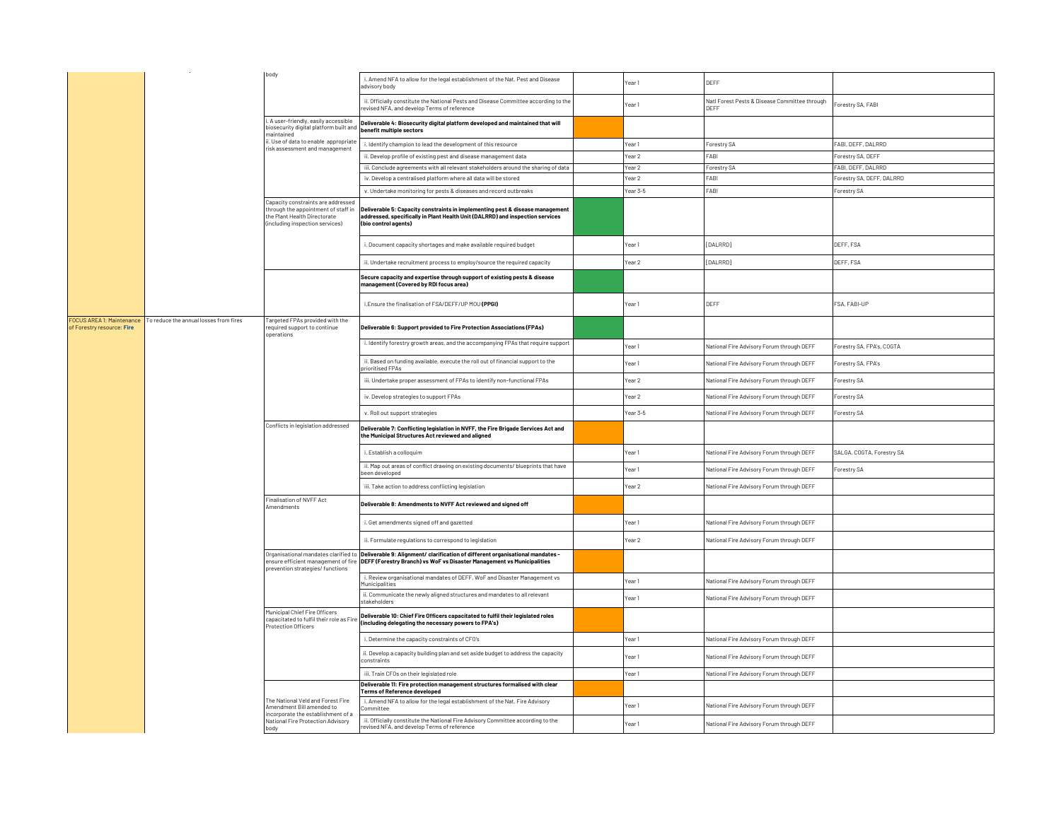| | | | | | | | |
|---|---|---|---|---|---|---|---|
| | | body | i. Amend NFA to allow for the legal establishment of the Nat. Pest and Disease advisory body | | Year 1 | DEFF | |
| | | | ii. Officially constitute the National Pests and Disease Committee according to the revised NFA, and develop Terms of reference | | Year 1 | Natl Forest Pests & Disease Committee through DEFF | Forestry SA, FABI |
| | | i. A user-friendly, easily accessible biosecurity digital platform built and maintained<br>ii. Use of data to enable appropriate risk assessment and management | **Deliverable 4: Biosecurity digital platform developed and maintained that will benefit multiple sectors** | | | | |
| | | | i. Identify champion to lead the development of this resource | | Year 1 | Forestry SA | FABI, DEFF, DALRRD |
| | | | ii. Develop profile of existing pest and disease management data | | Year 2 | FABI | Forestry SA, DEFF |
| | | | iii. Conclude agreements with all relevant stakeholders around the sharing of data | | Year 2 | Forestry SA | FABI, DEFF, DALRRD |
| | | | iv. Develop a centralised platform where all data will be stored | | Year 2 | FABI | Forestry SA, DEFF, DALRRD |
| | | | v. Undertake monitoring for pests & diseases and record outbreaks | | Year 3-5 | FABI | Forestry SA |
| | | Capacity constraints are addressed through the appointment of staff in the Plant Health Directorate (including inspection services) | **Deliverable 5: Capacity constraints in implementing pest & disease management addressed, specifically in Plant Health Unit (DALRRD) and inspection services (bio control agents)** | | | | |
| | | | i. Document capacity shortages and make available required budget | | Year 1 | [DALRRD] | DEFF, FSA |
| | | | ii. Undertake recruitment process to employ/source the required capacity | | Year 2 | [DALRRD] | DEFF, FSA |
| | | | **Secure capacity and expertise through support of existing pests & disease management (Covered by RDI focus area)** | | | | |
| | | | i.Ensure the finalisation of FSA/DEFF/UP MOU **(PPGI)** | | Year 1 | DEFF | FSA, FABI-UP |
| FOCUS AREA 1: Maintenance of Forestry resource: **Fire** | To reduce the annual losses from fires | Targeted FPAs provided with the required support to continue operations | **Deliverable 6: Support provided to Fire Protection Associations (FPAs)** | | | | |
| | | | i. Identify forestry growth areas, and the accompanying FPAs that require support | | Year 1 | National Fire Advisory Forum through DEFF | Forestry SA, FPA's, COGTA |
| | | | ii. Based on funding available, execute the roll out of financial support to the prioritised FPAs | | Year 1 | National Fire Advisory Forum through DEFF | Forestry SA, FPA's |
| | | | iii. Undertake proper assessment of FPAs to identify non-functional FPAs | | Year 2 | National Fire Advisory Forum through DEFF | Forestry SA |
| | | | iv. Develop strategies to support FPAs | | Year 2 | National Fire Advisory Forum through DEFF | Forestry SA |
| | | | v. Roll out support strategies | | Year 3-5 | National Fire Advisory Forum through DEFF | Forestry SA |
| | | Conflicts in legislation addressed | **Deliverable 7: Conflicting legislation in NVFF, the Fire Brigade Services Act and the Municipal Structures Act reviewed and aligned** | | | | |
| | | | i. Establish a colloquim | | Year 1 | National Fire Advisory Forum through DEFF | SALGA, COGTA, Forestry SA |
| | | | ii. Map out areas of conflict drawing on existing documents/ blueprints that have been developed | | Year 1 | National Fire Advisory Forum through DEFF | Forestry SA |
| | | | iii. Take action to address conflicting legislation | | Year 2 | National Fire Advisory Forum through DEFF | |
| | | Finalisation of NVFF Act Amendments | **Deliverable 8: Amendments to NVFF Act reviewed and signed off** | | | | |
| | | | i. Get amendments signed off and gazetted | | Year 1 | National Fire Advisory Forum through DEFF | |
| | | | ii. Formulate regulations to correspond to legislation | | Year 2 | National Fire Advisory Forum through DEFF | |
| | | Organisational mandates clarified to ensure efficient management of fire prevention strategies/ functions | **Deliverable 9: Alignment/ clarification of different organisational mandates - DEFF (Forestry Branch) vs WoF vs Disaster Management vs Municipalities** | | | | |
| | | | i. Review organisational mandates of DEFF, WoF and Disaster Management vs Municipalities | | Year 1 | National Fire Advisory Forum through DEFF | |
| | | | ii. Communicate the newly aligned structures and mandates to all relevant stakeholders | | Year 1 | National Fire Advisory Forum through DEFF | |
| | | Municipal Chief Fire Officers capacitated to fulfil their role as Fire Protection Officers | **Deliverable 10: Chief Fire Officers capacitated to fulfil their legislated roles (including delegating the necessary powers to FPA's)** | | | | |
| | | | i. Determine the capacity constraints of CFO's | | Year 1 | National Fire Advisory Forum through DEFF | |
| | | | ii. Develop a capacity building plan and set aside budget to address the capacity constraints | | Year 1 | National Fire Advisory Forum through DEFF | |
| | | | iii. Train CFOs on their legislated role | | Year 1 | National Fire Advisory Forum through DEFF | |
| | | The National Veld and Forest Fire Amendment Bill amended to incorporate the establishment of a National Fire Protection Advisory body | **Deliverable 11: Fire protection management structures formalised with clear Terms of Reference developed** | | | | |
| | | | i. Amend NFA to allow for the legal establishment of the Nat. Fire Advisory Committee | | Year 1 | National Fire Advisory Forum through DEFF | |
| | | | ii. Officially constitute the National Fire Advisory Committee according to the revised NFA, and develop Terms of reference | | Year 1 | National Fire Advisory Forum through DEFF | |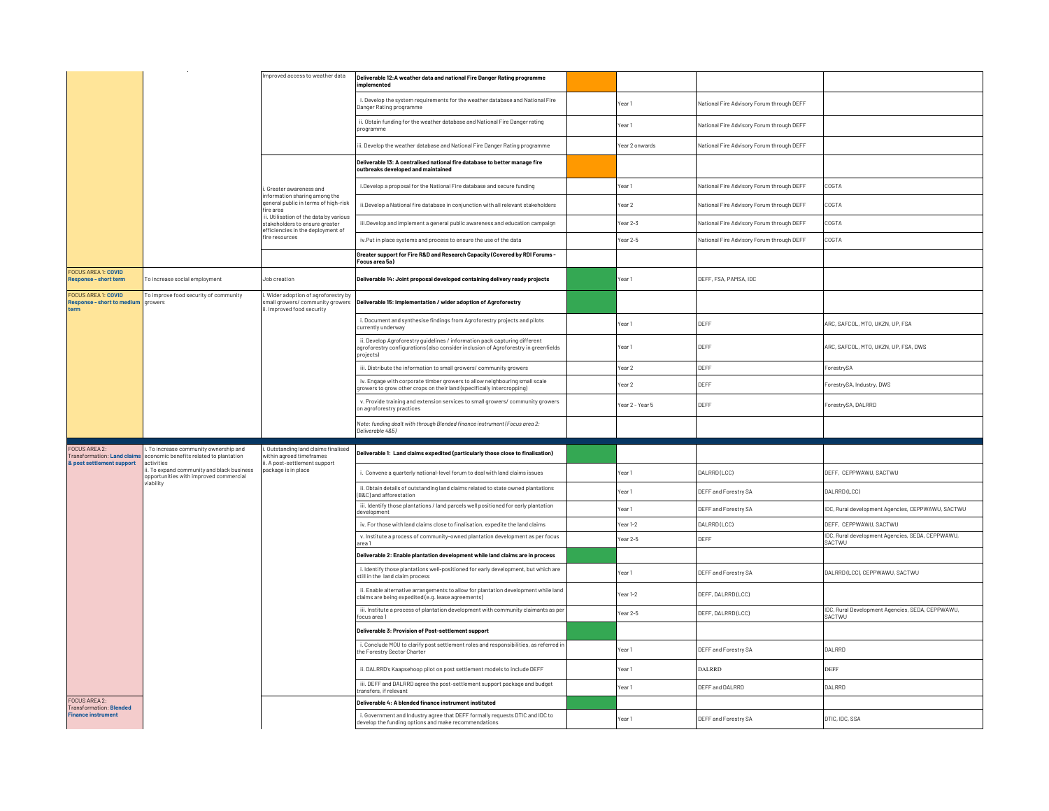| | | | | | | | |
|---|---|---|---|---|---|---|---|
| | | Improved access to weather data | **Deliverable 12: A weather data and national Fire Danger Rating programme implemented** | | | | |
| | | | i. Develop the system requirements for the weather database and National Fire Danger Rating programme | | Year 1 | National Fire Advisory Forum through DEFF | |
| | | | ii. Obtain funding for the weather database and National Fire Danger rating programme | | Year 1 | National Fire Advisory Forum through DEFF | |
| | | | iii. Develop the weather database and National Fire Danger Rating programme | | Year 2 onwards | National Fire Advisory Forum through DEFF | |
| | | i. Greater awareness and information sharing among the general public in terms of high-risk fire area<br>ii. Utilisation of the data by various stakeholders to ensure greater efficiencies in the deployment of fire resources | **Deliverable 13: A centralised national fire database to better manage fire outbreaks developed and maintained** | | | | |
| | | | i.Develop a proposal for the National Fire database and secure funding | | Year 1 | National Fire Advisory Forum through DEFF | COGTA |
| | | | ii.Develop a National fire database in conjunction with all relevant stakeholders | | Year 2 | National Fire Advisory Forum through DEFF | COGTA |
| | | | iii.Develop and implement a general public awareness and education campaign | | Year 2-3 | National Fire Advisory Forum through DEFF | COGTA |
| | | | iv.Put in place systems and process to ensure the use of the data | | Year 2-5 | National Fire Advisory Forum through DEFF | COGTA |
| | | | **Greater support for Fire R&D and Research Capacity (Covered by RDI Forums - Focus area 5a)** | | | | |
| FOCUS AREA 1: **COVID Response - short term** | To increase social employment | Job creation | **Deliverable 14: Joint proposal developed containing delivery ready projects** | | Year 1 | DEFF, FSA, PAMSA, IDC | |
| FOCUS AREA 1: **COVID Response - short to medium term** | To improve food security of community growers | i. Wider adoption of agroforestry by small growers/ community growers<br>ii. Improved food security | **Deliverable 15: Implementation / wider adoption of Agroforestry** | | | | |
| | | | i. Document and synthesise findings from Agroforestry projects and pilots currently underway | | Year 1 | DEFF | ARC, SAFCOL, MTO, UKZN, UP, FSA |
| | | | ii. Develop Agroforestry guidelines / information pack capturing different agroforestry configurations (also consider inclusion of Agroforestry in greenfields projects) | | Year 1 | DEFF | ARC, SAFCOL, MTO, UKZN, UP, FSA, DWS |
| | | | iii. Distribute the information to small growers/ community growers | | Year 2 | DEFF | ForestrySA |
| | | | iv. Engage with corporate timber growers to allow neighbouring small scale growers to grow other crops on their land (specifically intercropping) | | Year 2 | DEFF | ForestrySA, Industry, DWS |
| | | | v. Provide training and extension services to small growers/ community growers on agroforestry practices | | Year 2 - Year 5 | DEFF | ForestrySA, DALRRD |
| | | | *Note: funding dealt with through Blended finance instrument (Focus area 2: Deliverable 4&5)* | | | | |
| FOCUS AREA 2: Transformation: **Land claims & post settlement support** | i. To increase community ownership and economic benefits related to plantation activities<br>ii. To expand community and black business opportunities with improved commercial viability | i. Outstanding land claims finalised within agreed timeframes<br>ii. A post-settlement support package is in place | **Deliverable 1: Land claims expedited (particularly those close to finalisation)** | | | | |
| | | | i. Convene a quarterly national-level forum to deal with land claims issues | | Year 1 | DALRRD (LCC) | DEFF, CEPPWAWU, SACTWU |
| | | | ii. Obtain details of outstanding land claims related to state owned plantations (B&C) and afforestation | | Year 1 | DEFF and Forestry SA | DALRRD (LCC) |
| | | | iii. Identify those plantations / land parcels well positioned for early plantation development | | Year 1 | DEFF and Forestry SA | IDC, Rural development Agencies, CEPPWAWU, SACTWU |
| | | | iv. For those with land claims close to finalisation, expedite the land claims | | Year 1-2 | DALRRD (LCC) | DEFF, CEPPWAWU, SACTWU |
| | | | v. Institute a process of community-owned plantation development as per focus area 1 | | Year 2-5 | DEFF | IDC, Rural development Agencies, SEDA, CEPPWAWU, SACTWU |
| | | | **Deliverable 2: Enable plantation development while land claims are in process** | | | | |
| | | | i. Identify those plantations well-positioned for early development, but which are still in the land claim process | | Year 1 | DEFF and Forestry SA | DALRRD (LCC), CEPPWAWU, SACTWU |
| | | | ii. Enable alternative arrangements to allow for plantation development while land claims are being expedited (e.g. lease agreements) | | Year 1-2 | DEFF, DALRRD (LCC) | |
| | | | iii. Institute a process of plantation development with community claimants as per focus area 1 | | Year 2-5 | DEFF, DALRRD (LCC) | IDC, Rural Development Agencies, SEDA, CEPPWAWU, SACTWU |
| | | | **Deliverable 3: Provision of Post-settlement support** | | | | |
| | | | i. Conclude MOU to clarify post settlement roles and responsibilities, as referred in the Forestry Sector Charter | | Year 1 | DEFF and Forestry SA | DALRRD |
| | | | ii. DALRRD's Kaapsehoop pilot on post settlement models to include DEFF | | Year 1 | DALRRD | DEFF |
| | | | iii. DEFF and DALRRD agree the post-settlement support package and budget transfers, if relevant | | Year 1 | DEFF and DALRRD | DALRRD |
| FOCUS AREA 2: Transformation: **Blended Finance instrument** | | | **Deliverable 4: A blended finance instrument instituted** | | | | |
| | | | i. Government and Industry agree that DEFF formally requests DTIC and IDC to develop the funding options and make recommendations | | Year 1 | DEFF and Forestry SA | DTIC, IDC, SSA |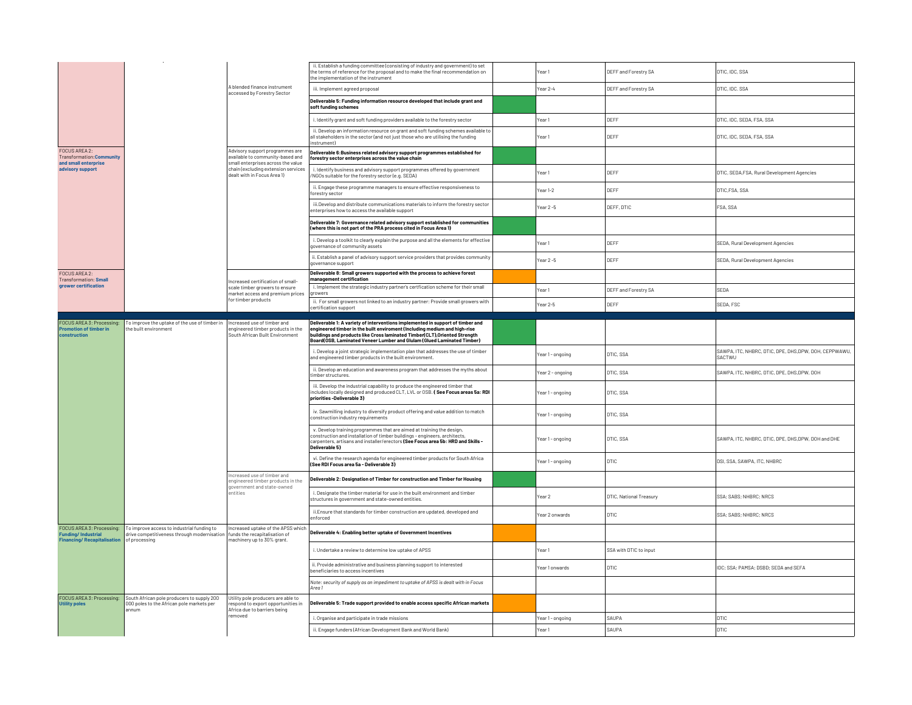| | | | | | | | |
|---|---|---|---|---|---|---|---|
| | | A blended finance instrument accessed by Forestry Sector | ii. Establish a funding committee (consisting of industry and government) to set the terms of reference for the proposal and to make the final recommendation on the implementation of the instrument | | Year 1 | DEFF and Forestry SA | DTIC, IDC, SSA |
| | | | iii. Implement agreed proposal | | Year 2-4 | DEFF and Forestry SA | DTIC, IDC. SSA |
| | | | **Deliverable 5: Funding information resource developed that include grant and soft funding schemes** | | | | |
| | | | i. Identify grant and soft funding providers available to the forestry sector | | Year 1 | DEFF | DTIC, IDC, SEDA, FSA, SSA |
| | | | ii. Develop an information resource on grant and soft funding schemes available to all stakeholders in the sector (and not just those who are utilising the funding instrument) | | Year 1 | DEFF | DTIC, IDC, SEDA, FSA, SSA |
| FOCUS AREA 2: Transformation: **Community and small enterprise advisory support** | | Advisory support programmes are available to community-based and small enterprises across the value chain (excluding extension services dealt with in Focus Area 1) | **Deliverable 6: Business related advisory support programmes established for forestry sector enterprises across the value chain** | | | | |
| | | | i. Identify business and advisory support programmes offered by government /NGOs suitable for the forestry sector (e.g. SEDA) | | Year 1 | DEFF | DTIC, SEDA,FSA, Rural Development Agencies |
| | | | ii. Engage these programme managers to ensure effective responsiveness to forestry sector | | Year 1-2 | DEFF | DTIC,FSA, SSA |
| | | | iii.Develop and distribute communications materials to inform the forestry sector enterprises how to access the available support | | Year 2 -5 | DEFF, DTIC | FSA, SSA |
| | | | **Deliverable 7: Governance related advisory support established for communities (where this is not part of the PRA process cited in Focus Area 1)** | | | | |
| | | | i. Develop a toolkit to clearly explain the purpose and all the elements for effective governance of community assets | | Year 1 | DEFF | SEDA, Rural Development Agencies |
| | | | ii. Establish a panel of advisory support service providers that provides community governance support | | Year 2 -5 | DEFF | SEDA, Rural Development Agencies |
| FOCUS AREA 2: Transformation: **Small grower certification** | | Increased certification of small-scale timber growers to ensure market access and premium prices for timber products | **Deliverable 8: Small growers supported with the process to achieve forest management certification** | | | | |
| | | | i. Implement the strategic industry partner's certfication scheme for their small growers | | Year 1 | DEFF and Forestry SA | SEDA |
| | | | ii. For small growers not linked to an industry partner: Provide small growers with certification support | | Year 2-5 | DEFF | SEDA, FSC |
| FOCUS AREA 3: Processing: **Promotion of timber in construction** | To improve the uptake of the use of timber in the built environment | Increased use of timber and engineered timber products in the South African Built Environment | **Deliverable 1: A variety of interventions implemented in support of timber and engineered timber in the built enviroment (Including medium and high-rise buildings and products like Cross laminated Timber(CLT),Oriented Strength Board(OSB, Laminated Veneer Lumber and Glulam (Glued Laminated Timber)** | | | | |
| | | | i. Develop a joint strategic implementation plan that addresses the use of timber and engineered timber products in the built environment. | | Year 1 - ongoing | DTIC, SSA | SAWPA, ITC, NHBRC, DTIC, DPE, DHS,DPW, DOH, CEPPWAWU, SACTWU |
| | | | ii. Develop an education and awareness program that addresses the myths about timber structures. | | Year 2 - ongoing | DTIC, SSA | SAWPA, ITC, NHBRC, DTIC, DPE, DHS,DPW, DOH |
| | | | iii. Develop the industrial capability to produce the engineered timber that includes locally designed and produced CLT, LVL or OSB. **( See Focus areas 5a: RDI priorities -Deliverable 3)** | | Year 1 - ongoing | DTIC, SSA | |
| | | | iv. Sawmilling industry to diversify product offering and value addition to match construction industry requirements | | Year 1 - ongoing | DTIC, SSA | |
| | | | v. Develop training programmes that are aimed at training the design, construction and installation of timber buildings - engineers, architects, carpenters, artisans and installer/erectors **(See Focus area 5b: HRD and Skills - Deliverable 5)** | | Year 1 - ongoing | DTIC, SSA | SAWPA, ITC, NHBRC, DTIC, DPE, DHS,DPW, DOH and DHE |
| | | | vi. Define the research agenda for engineered timber products for South Africa **(See RDI Focus area 5a - Deliverable 3)** | | Year 1 - ongoing | DTIC | DSI, SSA, SAWPA, ITC, NHBRC |
| | | Increased use of timber and engineered timber products in the government and state-owned entities | **Deliverable 2: Designation of Timber for construction and Timber for Housing** | | | | |
| | | | i. Designate the timber material for use in the built environment and timber structures in government and state-owned entities. | | Year 2 | DTIC, National Treasury | SSA; SABS; NHBRC; NRCS |
| | | | ii.Ensure that standards for timber construction are updated, developed and enforced | | Year 2 onwards | DTIC | SSA; SABS; NHBRC; NRCS |
| FOCUS AREA 3: Processing: **Funding/ Industrial Financing/ Recapitalisation** | To improve access to industrial funding to drive competitiveness through modernisation of processing | Increased uptake of the APSS which funds the recapitalisation of machinery up to 30% grant. | **Deliverable 4: Enabling better uptake of Government Incentives** | | | | |
| | | | i. Undertake a review to determine low uptake of APSS | | Year 1 | SSA with DTIC to input | |
| | | | ii. Provide administrative and business planning support to interested beneficiaries to access incentives | | Year 1 onwards | DTIC | IDC; SSA; PAMSA; DSBD; SEDA and SEFA |
| | | | *Note: security of supply as an impediment to uptake of APSS is dealt with in Focus Area 1* | | | | |
| FOCUS AREA 3: Processing: **Utility poles** | South African pole producers to supply 200 000 poles to the African pole markets per annum | Utility pole producers are able to respond to export opportunities in Africa due to barriers being removed | **Deliverable 5: Trade support provided to enable access specific African markets** | | | | |
| | | | i. Organise and participate in trade missions | | Year 1 - ongoing | SAUPA | DTIC |
| | | | ii. Engage funders (African Development Bank and World Bank) | | Year 1 | SAUPA | DTIC |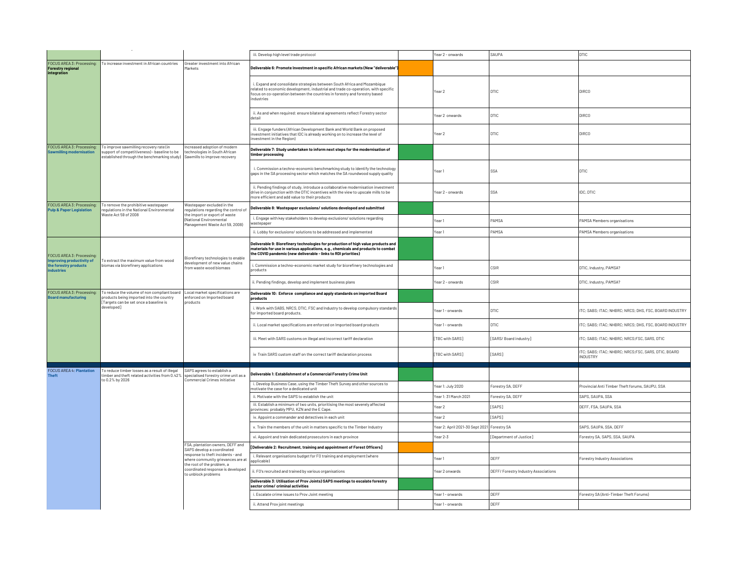| | | | | | | | |
|---|---|---|---|---|---|---|---|
| | | | iii. Develop high level trade protocol | | Year 2 - onwards | SAUPA | DTIC |
| FOCUS AREA 3: Processing: **Forestry regional integration** | To increase investment in African countries | Greater investment into African Markets | **Deliverable 6: Promote Investment in specific African markets (New "deliverable")** | | | | |
| | | | i. Expand and consolidate strategies between South Africa and Mozambique related to economic development, industrial and trade co-operation, with specific focus on co-operation between the countries in forestry and forestry based industries | | Year 2 | DTIC | DIRCO |
| | | | ii. As and when required: ensure bilateral agreements reflect Forestry sector detail | | Year 2 onwards | DTIC | DIRCO |
| | | | iii. Engage funders (African Development Bank and World Bank on proposed investment initiatives that IDC is already working on to increase the level of investment in the Region) | | Year 2 | DTIC | DIRCO |
| FOCUS AREA 3: Processing: **Sawmilling modernisation** | To improve sawmilling recovery rate (in support of competitiveness) - baseline to be established through the benchmarking study) | Increased adoption of modern technologies in South African Sawmills to improve recovery | **Deliverable 7: Study undertaken to inform next steps for the modernisation of timber processing** | | | | |
| | | | i. Commission a techno-economic benchmarking study to identify the technology gaps in the SA processing sector which matches the SA roundwood supply quality | | Year 1 | SSA | DTIC |
| | | | ii. Pending findings of study, introduce a collaborative modernisation investment drive in conjunction with the DTIC incentives with the view to upscale mills to be more efficient and add value to their products | | Year 2 - onwards | SSA | IDC, DTIC |
| FOCUS AREA 3: Processing: **Pulp & Paper Legislation** | To remove the prohibitive wastepaper regulations in the National Environmental Waste Act 59 of 2008 | Wastepaper excluded in the regulations regarding the control of the import or export of waste (National Environmental Management Waste Act 59, 2008) | **Deliverable 8: Wastepaper exclusions/ solutions developed and submitted** | | | | |
| | | | i. Engage with key stakeholders to develop exclusions/ solutions regarding wastepaper | | Year 1 | PAMSA | PAMSA Members organisations |
| | | | ii. Lobby for exclusions/ solutions to be addressed and implemented | | Year 1 | PAMSA | PAMSA Members organisations |
| FOCUS AREA 3: Processing: **Improving productivity of the forestry products industries** | To extract the maximum value from wood biomas via biorefinery applications | Biorefinery technologies to enable development of new value chains from waste wood biomass | **Deliverable 9: Biorefinery technologies for production of high value products and materials for use in various applications, e.g., chemicals and products to combat the COVID pandemic (new deliverable - links to RDI priorities)** | | | | |
| | | | i. Commission a techno-economic market study for biorefinery technologies and products | | Year 1 | CSIR | DTIC, Industry, PAMSA? |
| | | | ii. Pending findings, develop and implement business plans | | Year 2 - onwards | CSIR | DTIC, Industry, PAMSA? |
| FOCUS AREA 3: Processing: **Board manufacturing** | To reduce the volume of non compliant board products being imported into the country [Targets can be set once a baseline is developed] | Local market specifications are enforced on Imported board products | **Deliverable 10: Enforce compliance and apply standards on imported Board products** | | | | |
| | | | i. Work with SABS, NRCS, DTIC, FSC and Industry to develop compulsory standards for imported board products. | | Year 1 - onwards | DTIC | ITC; SABS; ITAC; NHBRC; NRCS; DHS, FSC, BOARD INDUSTRY |
| | | | ii. Local market specifications are enforced on Imported board products | | Year 1 - onwards | DTIC | ITC; SABS; ITAC; NHBRC; NRCS; DHS, FSC, BOARD INDUSTRY |
| | | | iii. Meet with SARS customs on illegal and incorrect tariff declaration | | [TBC with SARS] | [SARS/ Board industry] | ITC; SABS; ITAC; NHBRC; NRCS;FSC, SARS, DTIC |
| | | | iv Train SARS custom staff on the correct tariff declaration process | | [TBC with SARS] | [SARS] | ITC; SABS; ITAC; NHBRC; NRCS;FSC, SARS, DTIC, BOARD INDUSTRY |
| FOCUS AREA 4: **Plantation Theft** | To reduce timber losses as a result of illegal timber and theft related activities from 0.42% to 0.2% by 2026 | SAPS agrees to establish a specialised forestry crime unit as a Commercial Crimes initiative | **Deliverable 1: Establishment of a Commercial Forestry Crime Unit** | | | | |
| | | | i. Develop Business Case, using the Timber Theft Survey and other sources to motivate the case for a dedicated unit | | Year 1: July 2020 | Forestry SA, DEFF | Provincial Anti Timber Theft forums, SAUPU, SSA |
| | | | ii. Motivate with the SAPS to establish the unit | | Year 1: 31 March 2021 | Forestry SA, DEFF | SAPS, SAUPA, SSA |
| | | | iii. Establish a minimum of two units, prioritising the most severely affected provinces: probably MPU, KZN and the E Cape. | | Year 2 | [SAPS] | DEFF, FSA, SAUPA, SSA |
| | | | iv. Appoint a commander and detectives in each unit | | Year 2 | [SAPS] | |
| | | | v. Train the members of the unit in matters specific to the Timber Industry | | Year 2: April 2021-30 Sept 2021 | Forestry SA | SAPS, SAUPA, SSA, DEFF |
| | | | vi. Appoint and train dedicated prosecutors in each province | | Year 2-3 | [Department of Justice] | Forestry SA, SAPS, SSA, SAUPA |
| | | FSA, plantation owners, DEFF and SAPS develop a coordinated response to theft incidents - and where community grievances are at the root of the problem, a coordinated response is developed to unblock problems | **[Deliverable 2: Recruitment, training and appointment of Forest Officers]** | | | | |
| | | | i. Relevant organisations budget for FO training and employment (where applicable) | | Year 1 | DEFF | Forestry Industry Associations |
| | | | ii. FO's recruited and trained by various organisations | | Year 2 onwards | DEFF/ Forestry Industry Associations | |
| | | | **Deliverable 3: Utilisation of Prov Joints) SAPS meetings to escalate forestry sector crime/ criminal activities** | | | | |
| | | | i. Escalate crime issues to Prov Joint meeting | | Year 1 - onwards | DEFF | Forestry SA (Anti-Timber Theft Forums) |
| | | | ii. Attend Prov joint meetings | | Year 1 - onwards | DEFF | |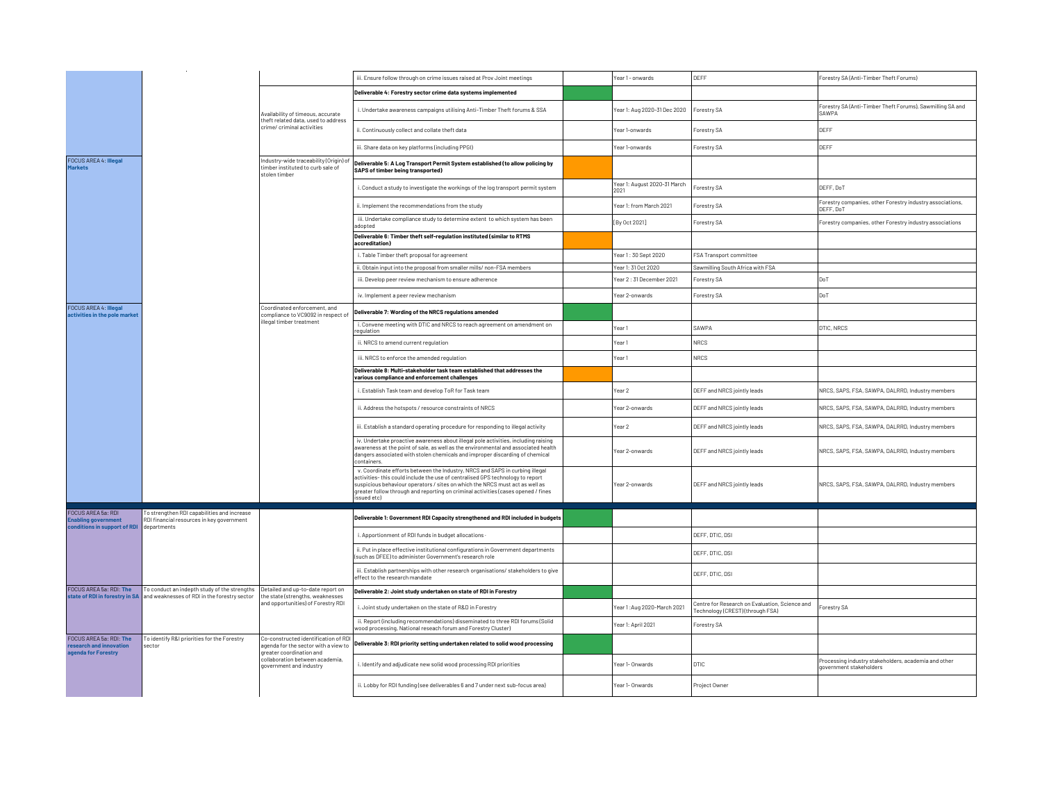| | | | | | | | |
|---|---|---|---|---|---|---|---|
| | | | iii. Ensure follow through on crime issues raised at Prov Joint meetings | | Year 1 - onwards | DEFF | Forestry SA (Anti-Timber Theft Forums) |
| | | Availability of timeous, accurate theft related data, used to address crime/ criminal activities | **Deliverable 4: Forestry sector crime data systems implemented** | | | | |
| | | | i. Undertake awareness campaigns utilising Anti-Timber Theft forums & SSA | | Year 1: Aug 2020-31 Dec 2020 | Forestry SA | Forestry SA (Anti-Timber Theft Forums), Sawmilling SA and SAWPA |
| | | | ii. Continuously collect and collate theft data | | Year 1-onwards | Forestry SA | DEFF |
| | | | iii. Share data on key platforms (including PPGI) | | Year 1-onwards | Forestry SA | DEFF |
| FOCUS AREA 4: **Illegal Markets** | | Industry-wide traceability (Origin) of timber instituted to curb sale of stolen timber | **Deliverable 5: A Log Transport Permit System established (to allow policing by SAPS of timber being transported)** | | | | |
| | | | i. Conduct a study to investigate the workings of the log transport permit system | | Year 1: August 2020-31 March 2021 | Forestry SA | DEFF, DoT |
| | | | ii. Implement the recommendations from the study | | Year 1: from March 2021 | Forestry SA | Forestry companies, other Forestry industry associations, DEFF, DoT |
| | | | iii. Undertake compliance study to determine extent to which system has been adopted | | [By Oct 2021] | Forestry SA | Forestry companies, other Forestry industry associations |
| | | | **Deliverable 6: Timber theft self-regulation instituted (similar to RTMS accreditation)** | | | | |
| | | | i. Table Timber theft proposal for agreement | | Year 1 : 30 Sept 2020 | FSA Transport committee | |
| | | | ii. Obtain input into the proposal from smaller mills/ non-FSA members | | Year 1: 31 Oct 2020 | Sawmilling South Africa with FSA | |
| | | | iii. Develop peer review mechanism to ensure adherence | | Year 2 : 31 December 2021 | Forestry SA | DoT |
| | | | iv. Implement a peer review mechanism | | Year 2-onwards | Forestry SA | DoT |
| FOCUS AREA 4: **Illegal activities in the pole market** | | Coordinated enforcement, and compliance to VC9092 in respect of illegal timber treatment | **Deliverable 7: Wording of the NRCS regulations amended** | | | | |
| | | | i. Convene meeting with DTIC and NRCS to reach agreement on amendment on regulation | | Year 1 | SAWPA | DTIC, NRCS |
| | | | ii. NRCS to amend current regulation | | Year 1 | NRCS | |
| | | | iii. NRCS to enforce the amended regulation | | Year 1 | NRCS | |
| | | | **Deliverable 8: Multi-stakeholder task team established that addresses the various compliance and enforcement challenges** | | | | |
| | | | i. Establish Task team and develop ToR for Task team | | Year 2 | DEFF and NRCS jointly leads | NRCS, SAPS, FSA, SAWPA, DALRRD, Industry members |
| | | | ii. Address the hotspots / resource constraints of NRCS | | Year 2-onwards | DEFF and NRCS jointly leads | NRCS, SAPS, FSA, SAWPA, DALRRD, Industry members |
| | | | iii. Establish a standard operating procedure for responding to illegal activity | | Year 2 | DEFF and NRCS jointly leads | NRCS, SAPS, FSA, SAWPA, DALRRD, Industry members |
| | | | iv. Undertake proactive awareness about illegal pole activities, including raising awareness at the point of sale, as well as the environmental and associated health dangers associated with stolen chemicals and improper discarding of chemical containers. | | Year 2-onwards | DEFF and NRCS jointly leads | NRCS, SAPS, FSA, SAWPA, DALRRD, Industry members |
| | | | v. Coordinate efforts between the Industry, NRCS and SAPS in curbing illegal activities- this could include the use of centralised GPS technology to report suspicious behaviour operators / sites on which the NRCS must act as well as greater follow through and reporting on criminal activities (cases opened / fines issued etc) | | Year 2-onwards | DEFF and NRCS jointly leads | NRCS, SAPS, FSA, SAWPA, DALRRD, Industry members |
| FOCUS AREA 5a: RDI **Enabling government conditions in support of RDI** | To strengthen RDI capabilities and increase RDI financial resources in key government departments | | **Deliverable 1: Government RDI Capacity strengthened and RDI included in budgets** | | | | |
| | | | i. Apportionment of RDI funds in budget allocations | | | DEFF, DTIC, DSI | |
| | | | ii. Put in place effective institutional configurations in Government departments (such as DFEE) to administer Government's research role | | | DEFF, DTIC, DSI | |
| | | | iii. Establish partnerships with other research organisations/ stakeholders to give effect to the research mandate | | | DEFF, DTIC, DSI | |
| FOCUS AREA 5a: RDI: **The state of RDI in forestry in SA** | To conduct an indepth study of the strengths and weaknesses of RDI in the forestry sector | Detailed and up-to-date report on the state (strengths, weaknesses and opportunities) of Forestry RDI | **Deliverable 2: Joint study undertaken on state of RDI in Forestry** | | | | |
| | | | i. Joint study undertaken on the state of R&D in Forestry | | Year 1 : Aug 2020-March 2021 | Centre for Research on Evaluation, Science and Technology (CREST) (through FSA) | Forestry SA |
| | | | ii. Report (including recommendations) disseminated to three RDI forums (Solid wood processing, National reseach forum and Forestry Cluster) | | Year 1: April 2021 | Forestry SA | |
| FOCUS AREA 5a: RDI: **The research and innovation agenda for Forestry** | To identify R&I priorities for the Forestry sector | Co-constructed identification of RDI agenda for the sector with a view to greater coordination and collaboration between academia, government and industry | **Deliverable 3: RDI priority setting undertaken related to solid wood processing** | | | | |
| | | | i. Identify and adjudicate new solid wood processing RDI priorities | | Year 1- Onwards | DTIC | Processing industry stakeholders, academia and other government stakeholders |
| | | | ii. Lobby for RDI funding (see deliverables 6 and 7 under next sub-focus area) | | Year 1- Onwards | Project Owner | |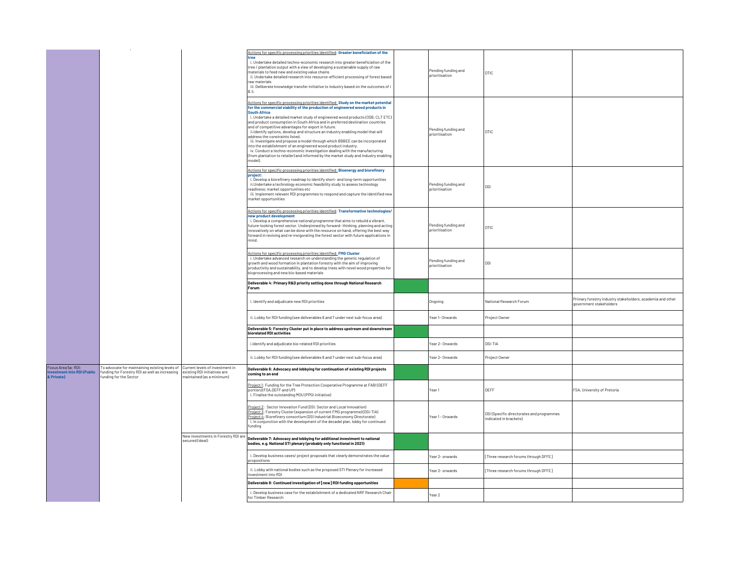| | | | | | | | |
|---|---|---|---|---|---|---|---|
| | | | Actions for specific processing priorities identified: **Greater beneficiation of the tree**<br>i. Undertake detailed techno-economic research into greater beneficiation of the tree / plantation output with a view of developing a sustainable supply of raw materials to feed new and existing value chains<br>ii. Undertake detailed research into resource-efficient processing of forest based raw materials<br>iii. Deliberate knowledge transfer initiative to industry based on the outcomes of i & ii. | | Pending funding and prioritisation | DTIC | |
| | | | Actions for specific processing priorities identified: **Study on the market potential for the commercial viability of the production of engineered wood products in South Africa**<br>i. Undertake a detailed market study of engineered wood products (OSB, CLT ETC) and product consumption in South Africa and in preferred destination countries and of competitive advantages for export in future.<br>ii.Identify options, develop and structure an industry enabling model that will address the constraints listed.<br>iii. Investigate and propose a model through which BBBEE can be incorporated into the establishment of an engineered wood product industry.<br>iv. Conduct a techno-economic investigation dealing with the manufacturing (from plantation to retailer) and informed by the market study and industry enabling model). | | Pending funding and prioritisation | DTIC | |
| | | | Actions for specific processing priorities identified: **Bioenergy and biorefinery project:**<br>i. Develop a biorefinery roadmap to identify short- and long-term opportunities<br>ii.Undertake a technology economic feasibility study to assess technology readiness; market opportunities etc<br>iii. Implement relevant RDI programmes to respond and capture the identified new market opportunities | | Pending funding and prioritisation | DSI | |
| | | | Actions for specific processing priorities identified: **Transformative technologies/ new product development**<br>i. Develop a comprehensive national programme that aims to rebuild a vibrant, future-looking forest sector. Underpinned by forward- thinking, planning and acting innovatively on what can be done with the resource on hand, offering the best way forward in reviving and re-invigorating the forest sector with future applications in mind. | | Pending funding and prioritisation | DTIC | |
| | | | Actions for specific processing priorities identified: **FMG Cluster**<br>i. Undertake advanced research on understanding the genetic regulation of growth and wood formation in plantation forestry with the aim of improving productivity and sustainability, and to develop trees with novel wood properties for bioprocessing and new bio-based materials | | Pending funding and prioritisation | DSI | |
| | | | **Deliverable 4: Primary R&D priority setting done through National Research Forum** | | | | |
| | | | i. Identify and adjudicate new RDI priorities | | Ongoing | National Research Forum | Primary forestry industry stakeholders, academia and other government stakeholders |
| | | | ii. Lobby for RDI funding (see deliverables 6 and 7 under next sub-focus area) | | Year 1- Onwards | Project Owner | |
| | | | **Deliverable 5: Forestry Cluster put in place to address upstream and downstream biorelated RDI activities** | | | | |
| | | | i.Identify and adjudicate bio-related RDI priorities | | Year 2- Onwards | DSI-TIA | |
| | | | ii. Lobby for RDI funding (see deliverables 6 and 7 under next sub-focus area) | | Year 2- Onwards | Project Owner | |
| Focus Area 5a: RDI: **Investment into RDI (Public & Private)** | To advocate for maintaining existing levels of funding for Forestry RDI as well as increasing funding for the Sector | Current levels of investment in existing RDI initiatives are maintained (as a minimum) | **Deliverable 6: Advocacy and lobbying for continuation of existing RDI projects coming to an end** | | | | |
| | | | Project 1: Funding for the Tree Protection Cooperative Programme at FABI (DEFF portion) (FSA, DEFF and UP)<br>i. Finalise the outstanding MOU (PPGI initiative) | | Year 1 | DEFF | FSA, University of Pretoria |
| | | | Project 2: Sector Innovation Fund (DSI: Sector and Local Innovation)<br>Project 3: Forestry Cluster (expansion of current FMG programme) (DSI-TIA)<br>Project 4: Biorefinery consortium (DSI Industrial Bioeconomy Directorate)<br>i. In conjunction with the development of the decadel plan, lobby for continued funding | | Year 1 - Onwards | DSI (Specific directorates and programmes indicated in brackets) | |
| | | New investments in Forestry RDI are secured (ideal) | **Deliverable 7: Advocacy and lobbying for additional investment to national bodies, e.g. National STI plenary (probably only functional in 2021)** | | | | |
| | | | i. Develop business cases/ project proposals that clearly demonstrates the value propositions | | Year 2- onwards | [Three research forums through DFFE] | |
| | | | ii. Lobby with national bodies such as the proposed STI Plenary for increased investment into RDI | | Year 2- onwards | [Three research forums through DFFE] | |
| | | | **Deliverable 8: Continued investigation of [new] RDI funding opportunities** | | | | |
| | | | i. Develop business case for the establishment of a dedicated NRF Research Chair for Timber Research | | Year 2 | | |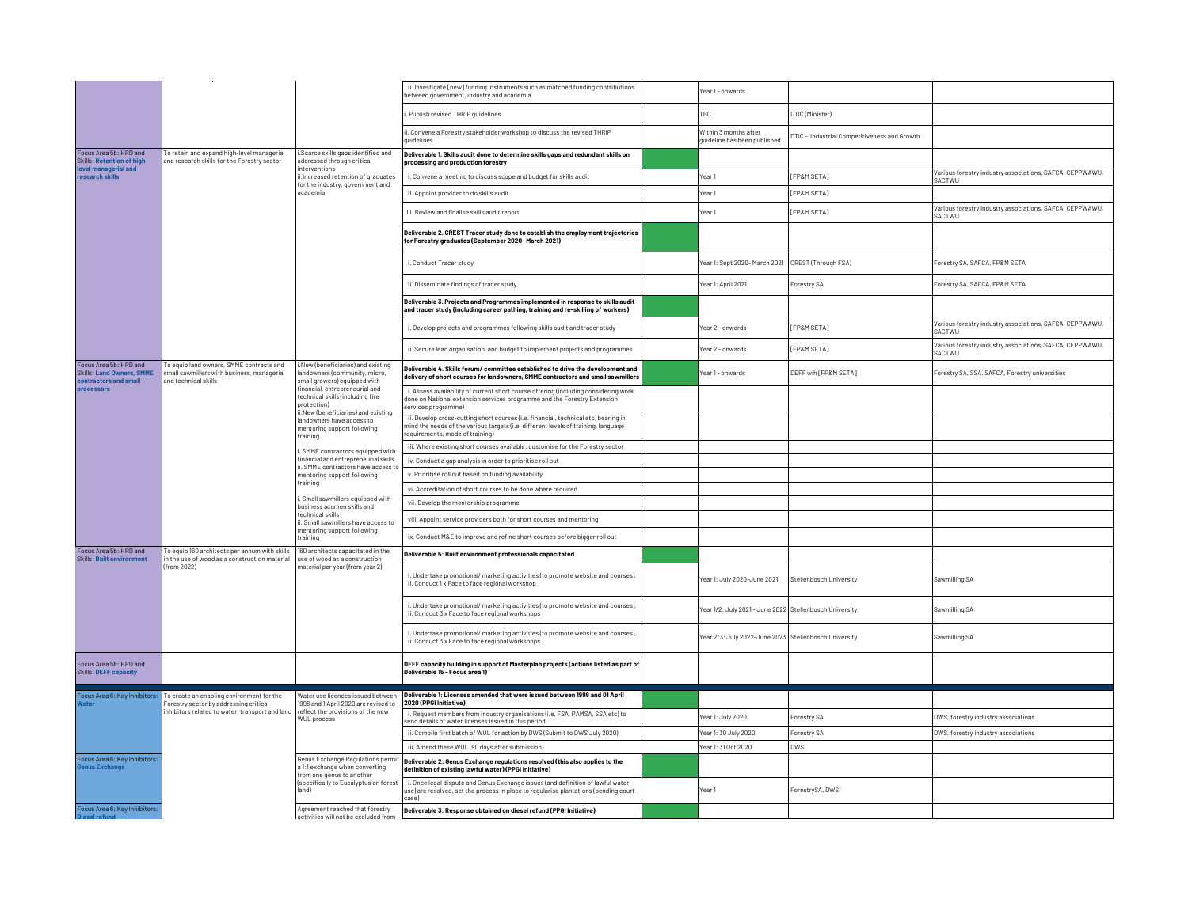| | | | | | | | |
|---|---|---|---|---|---|---|---|
| | | | ii. Investigate (new) funding instruments such as matched funding contributions between government, industry and academia | | Year 1 - onwards | | |
| | | | i. Publish revised THRIP guidelines | | TBC | DTIC (Minister) | |
| | | | ii. Convene a Forestry stakeholder workshop to discuss the revised THRIP guidelines | | Within 3 months after guideline has been published | DTIC - Industrial Competitiveness and Growth | |
| Focus Area 5b: HRD and Skills: **Retention of high level managerial and research skills** | To retain and expand high-level managerial and research skills for the Forestry sector | i. Scarce skills gaps identified and addressed through critical interventions<br>ii. Increased retention of graduates for the industry, government and academia | **Deliverable 1. Skills audit done to determine skills gaps and redundant skills on processing and production forestry** | | | | |
| | | | i. Convene a meeting to discuss scope and budget for skills audit | | Year 1 | [FP&M SETA] | Various forestry industry associations, SAFCA, CEPPWAWU, SACTWU |
| | | | ii. Appoint provider to do skills audit | | Year 1 | [FP&M SETA] | |
| | | | iii. Review and finalise skills audit report | | Year 1 | [FP&M SETA] | Various forestry industry associations, SAFCA, CEPPWAWU, SACTWU |
| | | | **Deliverable 2. CREST Tracer study done to establish the employment trajectories for Forestry graduates (September 2020- March 2021)** | | | | |
| | | | i. Conduct Tracer study | | Year 1: Sept 2020- March 2021 | CREST (Through FSA) | Forestry SA, SAFCA, FP&M SETA |
| | | | ii. Disseminate findings of tracer study | | Year 1: April 2021 | Forestry SA | Forestry SA, SAFCA, FP&M SETA |
| | | | **Deliverable 3. Projects and Programmes implemented in response to skills audit and tracer study (including career pathing, training and re-skilling of workers)** | | | | |
| | | | i. Develop projects and programmes following skills audit and tracer study | | Year 2 - onwards | [FP&M SETA] | Various forestry industry associations, SAFCA, CEPPWAWU, SACTWU |
| | | | ii. Secure lead organisation, and budget to implement projects and programmes | | Year 2 - onwards | [FP&M SETA] | Various forestry industry associations, SAFCA, CEPPWAWU, SACTWU |
| Focus Area 5b: HRD and Skills: **Land Owners, SMME contractors and small processors** | To equip land owners, SMME contracts and small sawmillers with business, managerial and technical skills | i. New (beneficiaries) and existing landowners (community, micro, small growers) equipped with financial, entrepreneurial and technical skills (including fire protection)<br>ii. New (beneficiaries) and existing landowners have access to mentoring support following training<br>i. SMME contractors equipped with financial and entrepreneurial skills<br>ii. SMME contractors have access to mentoring support following training<br>i. Small sawmillers equipped with business acumen skills and technical skills<br>ii. Small sawmillers have access to mentoring support following training | **Deliverable 4. Skills forum/ committee established to drive the development and delivery of short courses for landowners, SMME contractors and small sawmillers** | | Year 1 - onwards | DEFF wih [FP&M SETA] | Forestry SA, SSA, SAFCA, Forestry universities |
| | | | i. Assess availability of current short course offering (including considering work done on National extension services programme and the Forestry Extension services programme) | | | | |
| | | | ii. Develop cross-cutting short courses (i.e. financial, technical etc) bearing in mind the needs of the various targets (i.e. different levels of training, language requirements, mode of training) | | | | |
| | | | iii. Where existing short courses available: customise for the Forestry sector | | | | |
| | | | iv. Conduct a gap analysis in order to prioritise roll out | | | | |
| | | | v. Prioritise roll out based on funding availability | | | | |
| | | | vi. Accreditation of short courses to be done where required | | | | |
| | | | vii. Develop the mentorship programme | | | | |
| | | | viii. Appoint service providers both for short courses and mentoring | | | | |
| | | | ix. Conduct M&E to improve and refine short courses before bigger roll out | | | | |
| Focus Area 5b: HRD and Skills: **Built environment** | To equip 160 architects per annum with skills in the use of wood as a construction material (from 2022) | 160 architects capacitated in the use of wood as a construction material per year (from year 2) | **Deliverable 5: Built environment professionals capacitated** | | | | |
| | | | i. Undertake promotional/ marketing activities (to promote website and courses), ii. Conduct 1 x Face to face regional workshop | | Year 1: July 2020-June 2021 | Stellenbosch University | Sawmilling SA |
| | | | i. Undertake promotional/ marketing activities (to promote website and courses), ii. Conduct 3 x Face to face regional workshops | | Year 1/2: July 2021 - June 2022 | Stellenbosch University | Sawmilling SA |
| | | | i. Undertake promotional/ marketing activities (to promote website and courses), ii. Conduct 3 x Face to face regional workshops | | Year 2/3: July 2022-June 2023 | Stellenbosch University | Sawmilling SA |
| Focus Area 5b: HRD and Skills: **DEFF capacity** | | | **DEFF capacity building in support of Masterplan projects (actions listed as part of Deliverable 15 - Focus area 1)** | | | | |
| Focus Area 6: Key Inhibitors: **Water** | To create an enabling environment for the Forestry sector by addressing critical inhibitors related to water, transport and land | Water use licences issued between 1998 and 1 April 2020 are revised to reflect the provisions of the new WUL process | **Deliverable 1: Licenses amended that were issued between 1998 and 01 April 2020 (PPGI Initiative)** | | | | |
| | | | i. Request members from industry organisations (i.e. FSA, PAMSA, SSA etc) to send details of water licenses issued in this period | | Year 1: July 2020 | Forestry SA | DWS, forestry industry associations |
| | | | ii. Compile first batch of WUL for action by DWS (Submit to DWS July 2020) | | Year 1: 30 July 2020 | Forestry SA | DWS, forestry industry associations |
| | | | iii. Amend these WUL (90 days after submission) | | Year 1: 31 Oct 2020 | DWS | |
| Focus Area 6: Key Inhibitors: **Genus Exchange** | | Genus Exchange Regulations permit a 1:1 exchange when converting from one genus to another (specifically to Eucalyptus on forest land) | **Deliverable 2: Genus Exchange regulations resolved (this also applies to the definition of existing lawful water) (PPGI initiative)** | | | | |
| | | | i. Once legal dispute and Genus Exchange issues (and definition of lawful water use) are resolved, set the process in place to regularise plantations (pending court case) | | Year 1 | ForestrySA, DWS | |
| Focus Area 6: Key Inhibitors: **Diesel refund** | | Agreement reached that forestry activities will not be excluded from | **Deliverable 3: Response obtained on diesel refund (PPGI Initiative)** | | | | |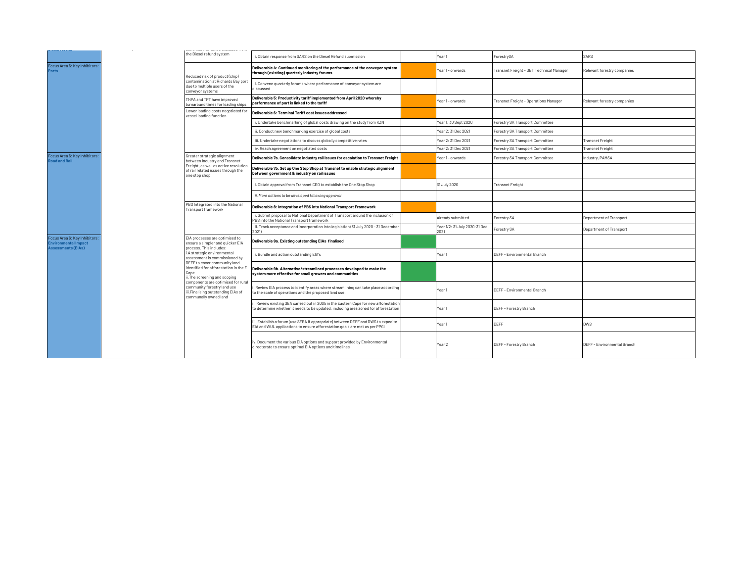| | | | | | | | |
|---|---|---|---|---|---|---|---|
| | | the Diesel refund system | i. Obtain response from SARS on the Diesel Refund submission | | Year 1 | ForestrySA | SARS |
| Focus Area 6: Key Inhibitors: **Ports** | | Reduced risk of product (chip) contamination at Richards Bay port due to multiple users of the conveyor systems | **Deliverable 4: Continued monitoring of the performance of the conveyor system through (existing) quarterly industry forums** | | Year 1 - onwards | Transnet Freight - DBT Technical Manager | Relevant forestry companies |
| | | | i. Convene quarterly forums where performance of conveyor system are discussed | | | | |
| | | TNPA and TPT have improved turnaround times for loading ships | **Deliverable 5: Productivity tariff implemented from April 2020 whereby performance of port is linked to the tariff** | | Year 1 - onwards | Transnet Freight - Operations Manager | Relevant forestry companies |
| | | Lower loading costs negotiated for vessel loading function | **Deliverable 6: Terminal Tariff cost issues addressed** | | | | |
| | | | i. Undertake benchmarking of global costs drawing on the study from KZN | | Year 1: 30 Sept 2020 | Forestry SA Transport Committee | |
| | | | ii. Conduct new benchmarking exercise of global costs | | Year 2: 31 Dec 2021 | Forestry SA Transport Committee | |
| | | | iii. Undertake negotiations to discuss globally competitive rates | | Year 2: 31 Dec 2021 | Forestry SA Transport Committee | Transnet Freight |
| | | | iv. Reach agreement on negotiated costs | | Year 2: 31 Dec 2021 | Forestry SA Transport Committee | Transnet Freight |
| Focus Area 6: Key Inhibitors: **Road and Rail** | | Greater strategic alignment between Industry and Transnet Freight, as well as active resolution of rail related issues through the one stop shop. | **Deliverable 7a. Consolidate industry rail issues for escalation to Transnet Freight** | | Year 1 - onwards | Forestry SA Transport Committee | Industry, PAMSA |
| | | | **Deliverable 7b. Set up One Stop Shop at Transnet to enable strategic alignment between government & industry on rail issues** | | | | |
| | | | i. Obtain approval from Transnet CEO to establish the One Stop Shop | | 31 July 2020 | Transnet Freight | |
| | | | *ii. More actions to be developed following approval* | | | | |
| | | PBS Integrated into the National Transport framework | **Deliverable 8: Integration of PBS into National Transport Framework** | | | | |
| | | | i. Submit proposal to National Department of Transport around the inclusion of PBS into the National Transport framework | | Already submitted | Forestry SA | Department of Transport |
| | | | ii. Track acceptance and incorporation into legislation (31 July 2020 - 31 December 2021) | | Year 1/2: 31 July 2020-31 Dec 2021 | Forestry SA | Department of Transport |
| Focus Area 6: Key Inhibitors: **Environmental Impact Assessments (EIAs)** | | EIA processes are optimised to ensure a simpler and quicker EIA process. This includes: i.A strategic environmental assessment is commissioned by DEFF to cover community land identified for afforestation in the E Cape ii.The screening and scoping components are optimised for rural community forestry land use iii.Finalising outstanding EIAs of communally owned land | **Deliverable 9a. Existing outstanding EIAs finalised** | | | | |
| | | | i. Bundle and action outstanding EIA's | | Year 1 | DEFF - Environmental Branch | |
| | | | **Deliverable 9b. Alternative/streamlined processes developed to make the system more effective for small growers and communities** | | | | |
| | | | i. Review EIA process to identify areas where streamlining can take place according to the scale of operations and the proposed land use. | | Year 1 | DEFF - Environmental Branch | |
| | | | ii. Review existing SEA carried out in 2005 in the Eastern Cape for new afforestation to determine whether it needs to be updated, including area zoned for afforestation | | Year 1 | DEFF - Forestry Branch | |
| | | | iii. Establish a forum (use SFRA if appropriate) between DEFF and DWS to expedite EIA and WUL applications to ensure afforestation goals are met as per PPGI | | Year 1 | DEFF | DWS |
| | | | iv. Document the various EIA options and support provided by Environmental directorate to ensure optimal EIA options and timelines | | Year 2 | DEFF - Forestry Branch | DEFF - Environmental Branch |